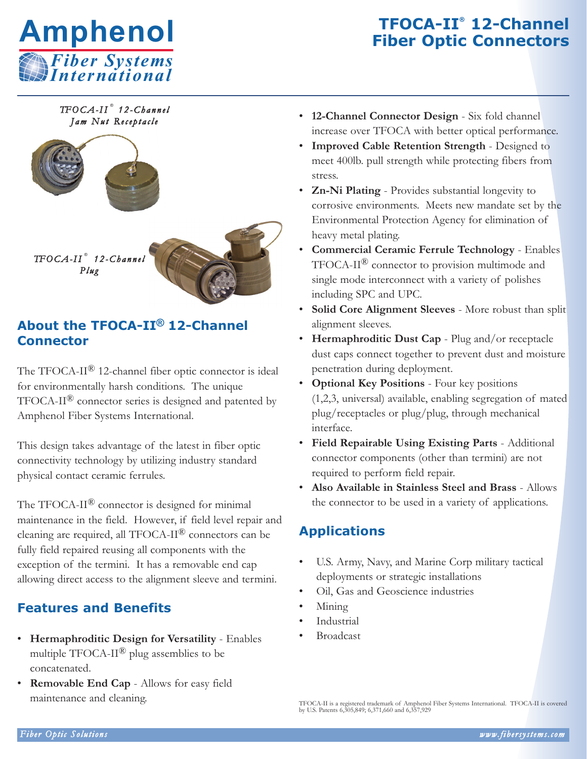# TFOCA-II® 12-Channel Fiber Optic Connectors

Amphenol Fiber Systems International

*TFOCA-II® 12-Channel Jam Nut Receptacle*

*TFOCA-II® 12-Channel Plug*

## About the TFOCA-II® 12-Channel Connector

The TFOCA-II® 12-channel fiber optic connector is ideal for environmentally harsh conditions. The unique TFOCA-II® connector series is designed and patented by Amphenol Fiber Systems International.

This design takes advantage of the latest in fiber optic connectivity technology by utilizing industry standard physical contact ceramic ferrules.

The TFOCA-II® connector is designed for minimal maintenance in the field. However, if field level repair and cleaning are required, all TFOCA-II® connectors can be fully field repaired reusing all components with the exception of the termini. It has a removable end cap allowing direct access to the alignment sleeve and termini.

## Features and Benefits

- **Hermaphroditic Design for Versatility** - Enables multiple TFOCA-II® plug assemblies to be concatenated.
- **Removable End Cap** - Allows for easy field maintenance and cleaning.
- **12-Channel Connector Design** - Six fold channel increase over TFOCA with better optical performance.
- **Improved Cable Retention Strength** - Designed to meet 400lb. pull strength while protecting fibers from stress.
- **Zn-Ni Plating** - Provides substantial longevity to corrosive environments. Meets new mandate set by the Environmental Protection Agency for elimination of heavy metal plating.
- **Commercial Ceramic Ferrule Technology** - Enables TFOCA-II® connector to provision multimode and single mode interconnect with a variety of polishes including SPC and UPC.
- **Solid Core Alignment Sleeves** - More robust than split alignment sleeves.
- **Hermaphroditic Dust Cap** - Plug and/or receptacle dust caps connect together to prevent dust and moisture penetration during deployment.
- **Optional Key Positions** - Four key positions (1,2,3, universal) available, enabling segregation of mated plug/receptacles or plug/plug, through mechanical interface.
- **Field Repairable Using Existing Parts** - Additional connector components (other than termini) are not required to perform field repair.
- **Also Available in Stainless Steel and Brass** - Allows the connector to be used in a variety of applications.

## Applications

- U.S. Army, Navy, and Marine Corp military tactical deployments or strategic installations
- Oil, Gas and Geoscience industries
- Mining
- Industrial
- Broadcast

TFOCA-II is a registered trademark of Amphenol Fiber Systems International. TFOCA-II is covered by U.S. Patents 6,305,849; 6,371,660 and 6,357,929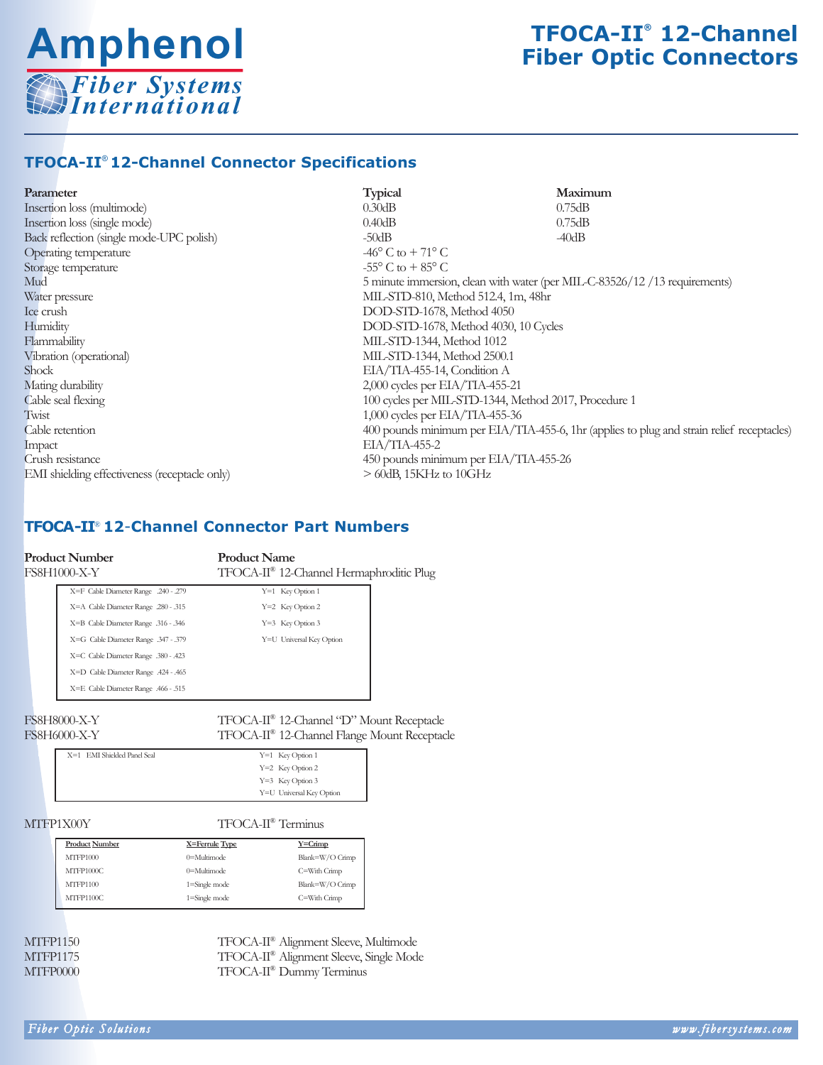# TFOCA-II® 12-Channel Fiber Optic Connectors

## TFOCA-II® 12-Channel Connector Specifications

| Parameter | Typical | Maximum |
|---|---|---|
| Insertion loss (multimode) | 0.30dB | 0.75dB |
| Insertion loss (single mode) | 0.40dB | 0.75dB |
| Back reflection (single mode-UPC polish) | -50dB | -40dB |
| Operating temperature | -46° C to + 71° C | |
| Storage temperature | -55° C to + 85° C | |
| Mud | 5 minute immersion, clean with water (per MIL-C-83526/12 /13 requirements) | |
| Water pressure | MIL-STD-810, Method 512.4, 1m, 48hr | |
| Ice crush | DOD-STD-1678, Method 4050 | |
| Humidity | DOD-STD-1678, Method 4030, 10 Cycles | |
| Flammability | MIL-STD-1344, Method 1012 | |
| Vibration (operational) | MIL-STD-1344, Method 2500.1 | |
| Shock | EIA/TIA-455-14, Condition A | |
| Mating durability | 2,000 cycles per EIA/TIA-455-21 | |
| Cable seal flexing | 100 cycles per MIL-STD-1344, Method 2017, Procedure 1 | |
| Twist | 1,000 cycles per EIA/TIA-455-36 | |
| Cable retention | 400 pounds minimum per EIA/TIA-455-6, 1hr (applies to plug and strain relief receptacles) | |
| Impact | EIA/TIA-455-2 | |
| Crush resistance | 450 pounds minimum per EIA/TIA-455-26 | |
| EMI shielding effectiveness (receptacle only) | > 60dB, 15KHz to 10GHz | |

## TFOCA-II® 12-Channel Connector Part Numbers

| Product Number | Product Name |
|---|---|
| FS8H1000-X-Y | TFOCA-II® 12-Channel Hermaphroditic Plug |

| X | Y |
|---|---|
| X=F Cable Diameter Range .240 - .279 | Y=1 Key Option 1 |
| X=A Cable Diameter Range .280 - .315 | Y=2 Key Option 2 |
| X=B Cable Diameter Range .316 - .346 | Y=3 Key Option 3 |
| X=G Cable Diameter Range .347 - .379 | Y=U Universal Key Option |
| X=C Cable Diameter Range .380 - .423 | |
| X=D Cable Diameter Range .424 - .465 | |
| X=E Cable Diameter Range .466 - .515 | |

| Product Number | Product Name |
|---|---|
| FS8H8000-X-Y | TFOCA-II® 12-Channel "D" Mount Receptacle |
| FS8H6000-X-Y | TFOCA-II® 12-Channel Flange Mount Receptacle |

| X | Y |
|---|---|
| X=1 EMI Shielded Panel Seal | Y=1 Key Option 1 |
| | Y=2 Key Option 2 |
| | Y=3 Key Option 3 |
| | Y=U Universal Key Option |

| Product Number | Product Name |
|---|---|
| MTFP1X00Y | TFOCA-II® Terminus |

| Product Number | X=Ferrule Type | Y=Crimp |
|---|---|---|
| MTFP1000 | 0=Multimode | Blank=W/O Crimp |
| MTFP1000C | 0=Multimode | C=With Crimp |
| MTFP1100 | 1=Single mode | Blank=W/O Crimp |
| MTFP1100C | 1=Single mode | C=With Crimp |

| Product Number | Product Name |
|---|---|
| MTFP1150 | TFOCA-II® Alignment Sleeve, Multimode |
| MTFP1175 | TFOCA-II® Alignment Sleeve, Single Mode |
| MTFP0000 | TFOCA-II® Dummy Terminus |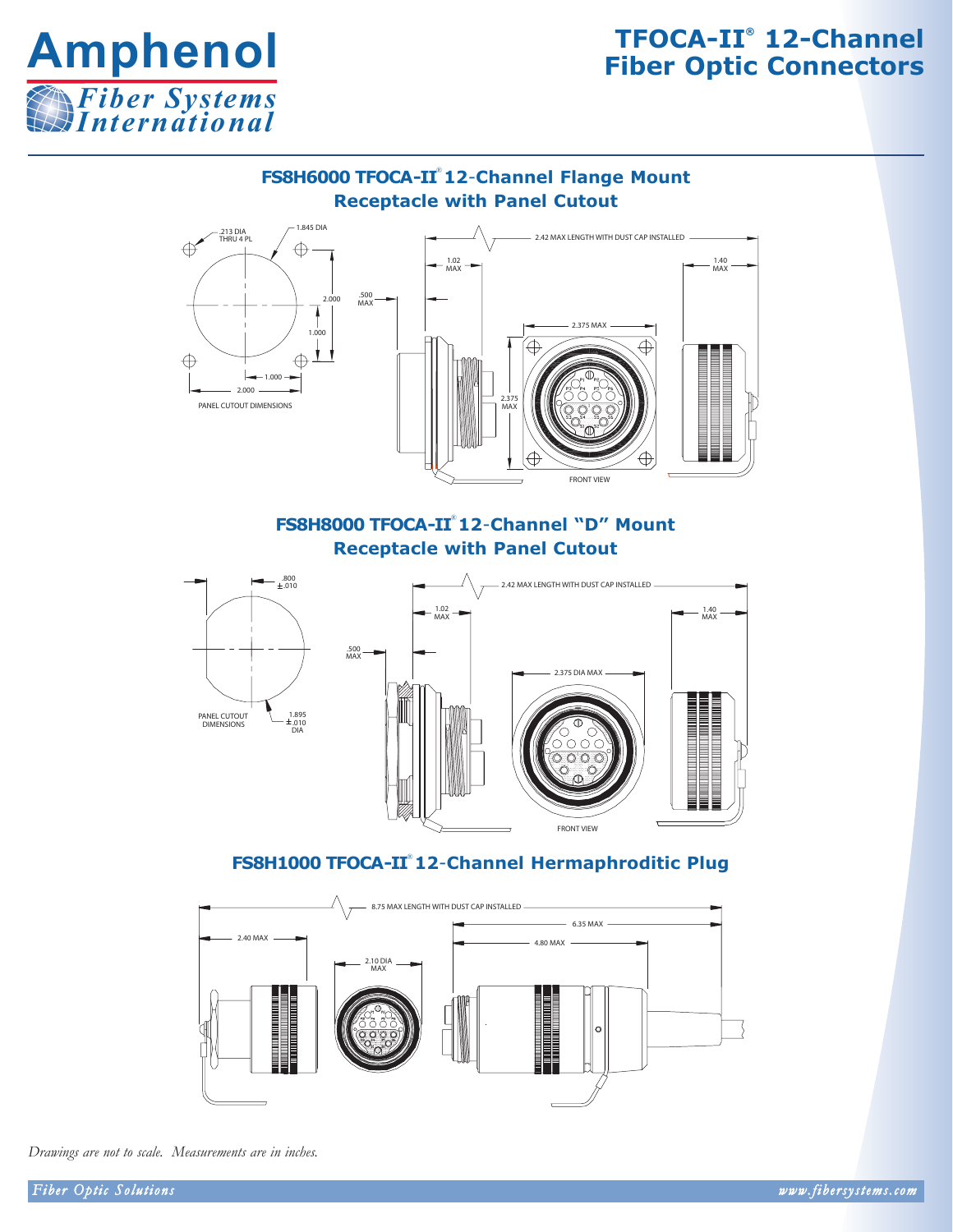# TFOCA-II® 12-Channel Fiber Optic Connectors

## FS8H6000 TFOCA-II® 12-Channel Flange Mount Receptacle with Panel Cutout

.213 DIA THRU 4 PL

1.845 DIA

2.000

1.000

1.000

2.000

PANEL CUTOUT DIMENSIONS

2.42 MAX LENGTH WITH DUST CAP INSTALLED

1.02 MAX

1.40 MAX

.500 MAX

2.375 MAX

2.375 MAX

FRONT VIEW

## FS8H8000 TFOCA-II® 12-Channel "D" Mount Receptacle with Panel Cutout

.800 ±.010

PANEL CUTOUT DIMENSIONS

1.895 ±.010 DIA

2.42 MAX LENGTH WITH DUST CAP INSTALLED

1.02 MAX

1.40 MAX

.500 MAX

2.375 DIA MAX

FRONT VIEW

## FS8H1000 TFOCA-II® 12-Channel Hermaphroditic Plug

8.75 MAX LENGTH WITH DUST CAP INSTALLED

6.35 MAX

4.80 MAX

2.40 MAX

2.10 DIA MAX

*Drawings are not to scale. Measurements are in inches.*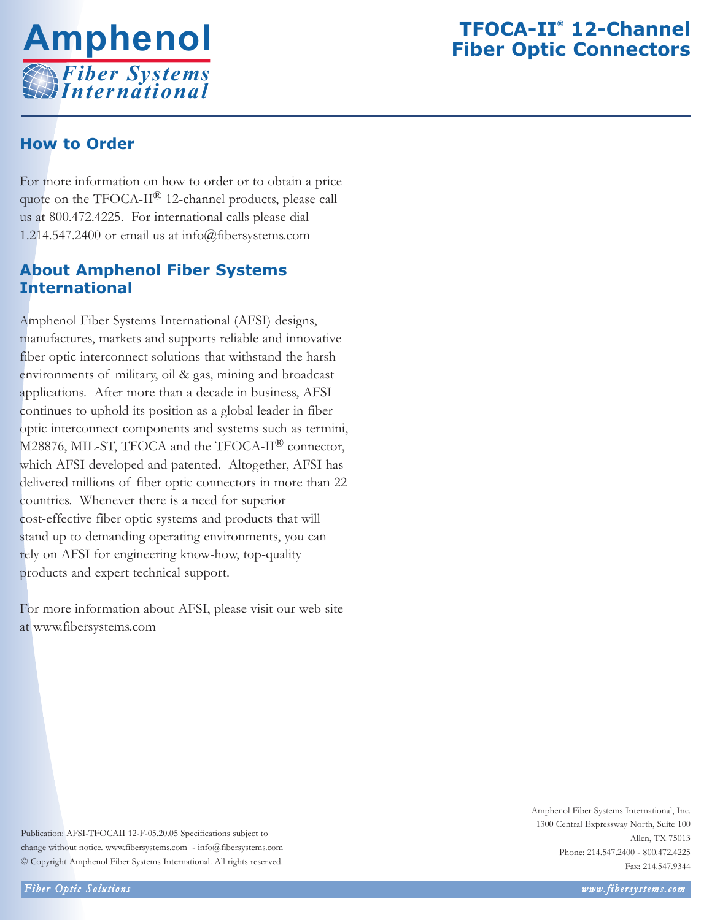## How to Order

For more information on how to order or to obtain a price quote on the TFOCA-II® 12-channel products, please call us at 800.472.4225. For international calls please dial 1.214.547.2400 or email us at info@fibersystems.com

## About Amphenol Fiber Systems International

Amphenol Fiber Systems International (AFSI) designs, manufactures, markets and supports reliable and innovative fiber optic interconnect solutions that withstand the harsh environments of military, oil & gas, mining and broadcast applications. After more than a decade in business, AFSI continues to uphold its position as a global leader in fiber optic interconnect components and systems such as termini, M28876, MIL-ST, TFOCA and the TFOCA-II® connector, which AFSI developed and patented. Altogether, AFSI has delivered millions of fiber optic connectors in more than 22 countries. Whenever there is a need for superior cost-effective fiber optic systems and products that will stand up to demanding operating environments, you can rely on AFSI for engineering know-how, top-quality products and expert technical support.

For more information about AFSI, please visit our web site at www.fibersystems.com

Publication: AFSI-TFOCAII 12-F-05.20.05 Specifications subject to change without notice. www.fibersystems.com - info@fibersystems.com
© Copyright Amphenol Fiber Systems International. All rights reserved.

Amphenol Fiber Systems International, Inc.
1300 Central Expressway North, Suite 100
Allen, TX 75013
Phone: 214.547.2400 - 800.472.4225
Fax: 214.547.9344